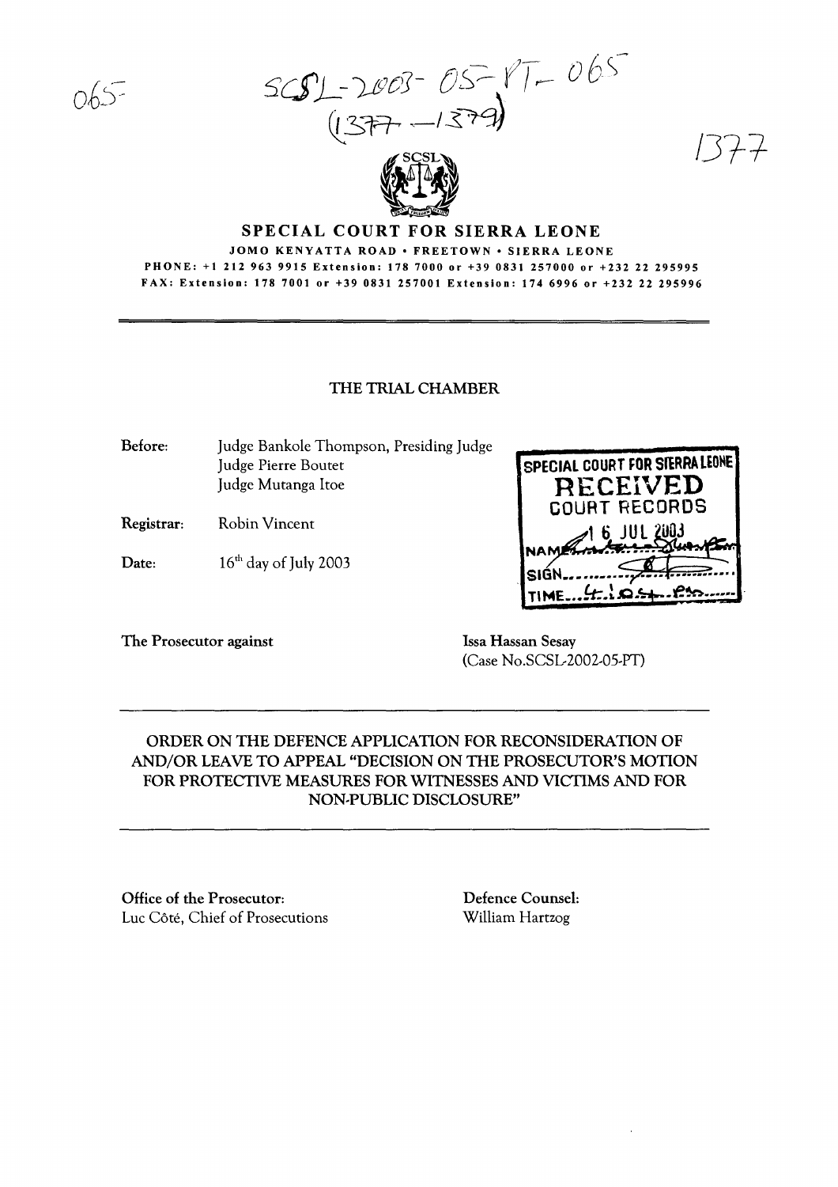065

SCSL-2003-05-PT-065
(1377—1379)

1377

# SPECIAL COURT FOR SIERRA LEONE

JOMO KENYATTA ROAD • FREETOWN • SIERRA LEONE
PHONE: +1 212 963 9915 Extension: 178 7000 or +39 0831 257000 or +232 22 295995
FAX: Extension: 178 7001 or +39 0831 257001 Extension: 174 6996 or +232 22 295996

## THE TRIAL CHAMBER

**Before:** Judge Bankole Thompson, Presiding Judge
Judge Pierre Boutet
Judge Mutanga Itoe

**Registrar:** Robin Vincent

**Date:** 16th day of July 2003

SPECIAL COURT FOR SIERRA LEONE
RECEIVED
COURT RECORDS
16 JUL 2003
NAME
SIGN
TIME 4:05 pm

**The Prosecutor against** Issa Hassan Sesay
(Case No.SCSL-2002-05-PT)

## ORDER ON THE DEFENCE APPLICATION FOR RECONSIDERATION OF AND/OR LEAVE TO APPEAL "DECISION ON THE PROSECUTOR'S MOTION FOR PROTECTIVE MEASURES FOR WITNESSES AND VICTIMS AND FOR NON-PUBLIC DISCLOSURE"

**Office of the Prosecutor:**
Luc Côté, Chief of Prosecutions

**Defence Counsel:**
William Hartzog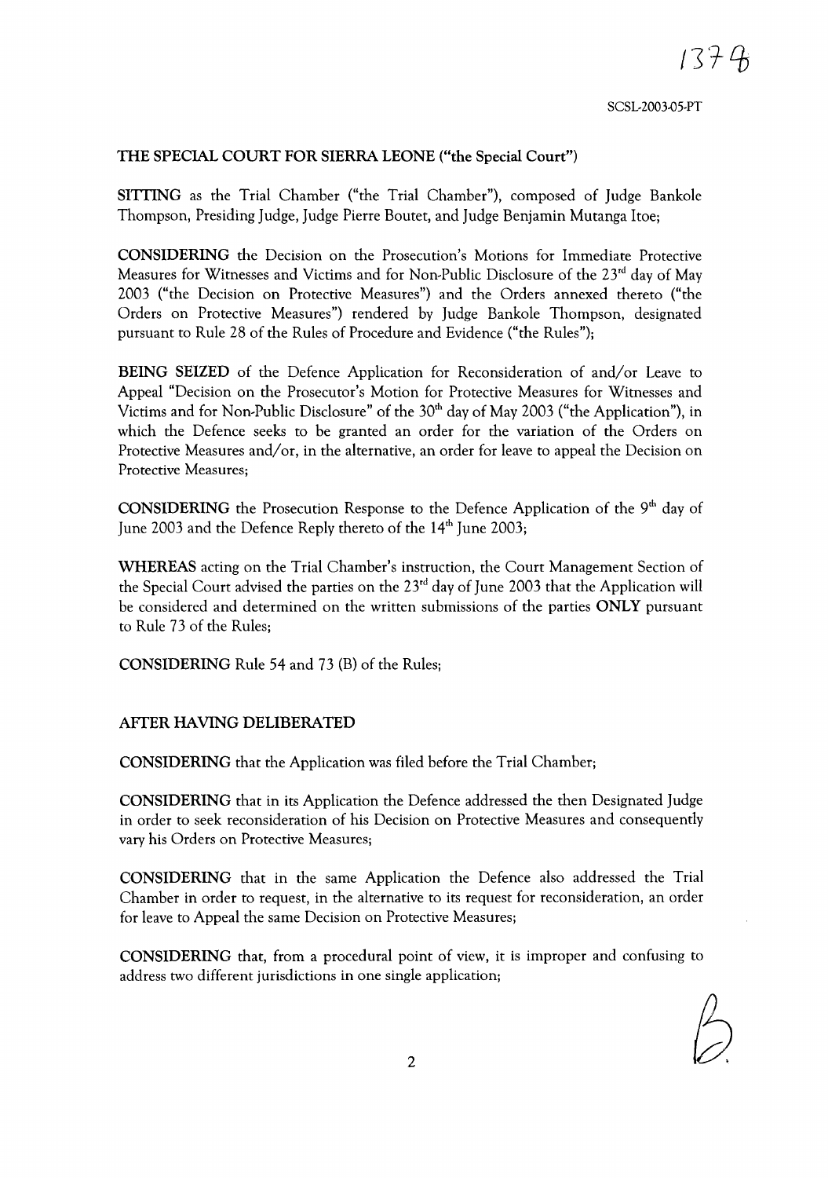**THE SPECIAL COURT FOR SIERRA LEONE ("the Special Court")**

**SITTING** as the Trial Chamber ("the Trial Chamber"), composed of Judge Bankole Thompson, Presiding Judge, Judge Pierre Boutet, and Judge Benjamin Mutanga Itoe;

**CONSIDERING** the Decision on the Prosecution's Motions for Immediate Protective Measures for Witnesses and Victims and for Non-Public Disclosure of the 23rd day of May 2003 ("the Decision on Protective Measures") and the Orders annexed thereto ("the Orders on Protective Measures") rendered by Judge Bankole Thompson, designated pursuant to Rule 28 of the Rules of Procedure and Evidence ("the Rules");

**BEING SEIZED** of the Defence Application for Reconsideration of and/or Leave to Appeal "Decision on the Prosecutor's Motion for Protective Measures for Witnesses and Victims and for Non-Public Disclosure" of the 30th day of May 2003 ("the Application"), in which the Defence seeks to be granted an order for the variation of the Orders on Protective Measures and/or, in the alternative, an order for leave to appeal the Decision on Protective Measures;

**CONSIDERING** the Prosecution Response to the Defence Application of the 9th day of June 2003 and the Defence Reply thereto of the 14th June 2003;

**WHEREAS** acting on the Trial Chamber's instruction, the Court Management Section of the Special Court advised the parties on the 23rd day of June 2003 that the Application will be considered and determined on the written submissions of the parties **ONLY** pursuant to Rule 73 of the Rules;

**CONSIDERING** Rule 54 and 73 (B) of the Rules;

**AFTER HAVING DELIBERATED**

**CONSIDERING** that the Application was filed before the Trial Chamber;

**CONSIDERING** that in its Application the Defence addressed the then Designated Judge in order to seek reconsideration of his Decision on Protective Measures and consequently vary his Orders on Protective Measures;

**CONSIDERING** that in the same Application the Defence also addressed the Trial Chamber in order to request, in the alternative to its request for reconsideration, an order for leave to Appeal the same Decision on Protective Measures;

**CONSIDERING** that, from a procedural point of view, it is improper and confusing to address two different jurisdictions in one single application;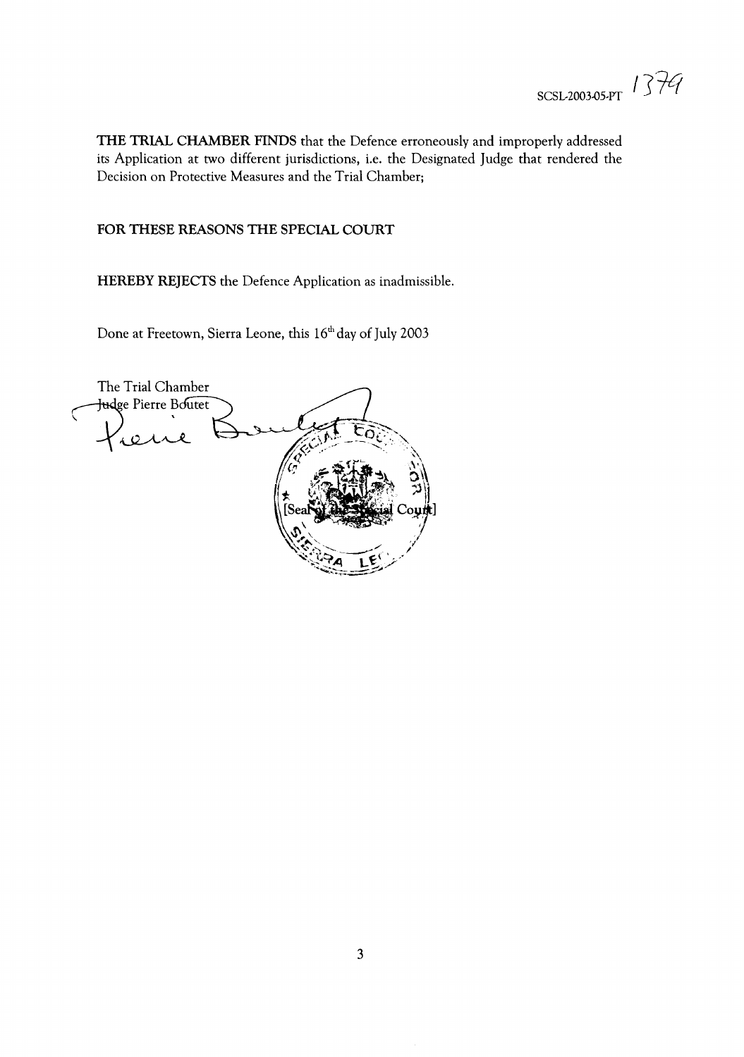**THE TRIAL CHAMBER FINDS** that the Defence erroneously and improperly addressed its Application at two different jurisdictions, i.e. the Designated Judge that rendered the Decision on Protective Measures and the Trial Chamber;

**FOR THESE REASONS THE SPECIAL COURT**

**HEREBY REJECTS** the Defence Application as inadmissible.

Done at Freetown, Sierra Leone, this 16th day of July 2003

The Trial Chamber
Judge Pierre Boutet

[Seal of the Special Court]